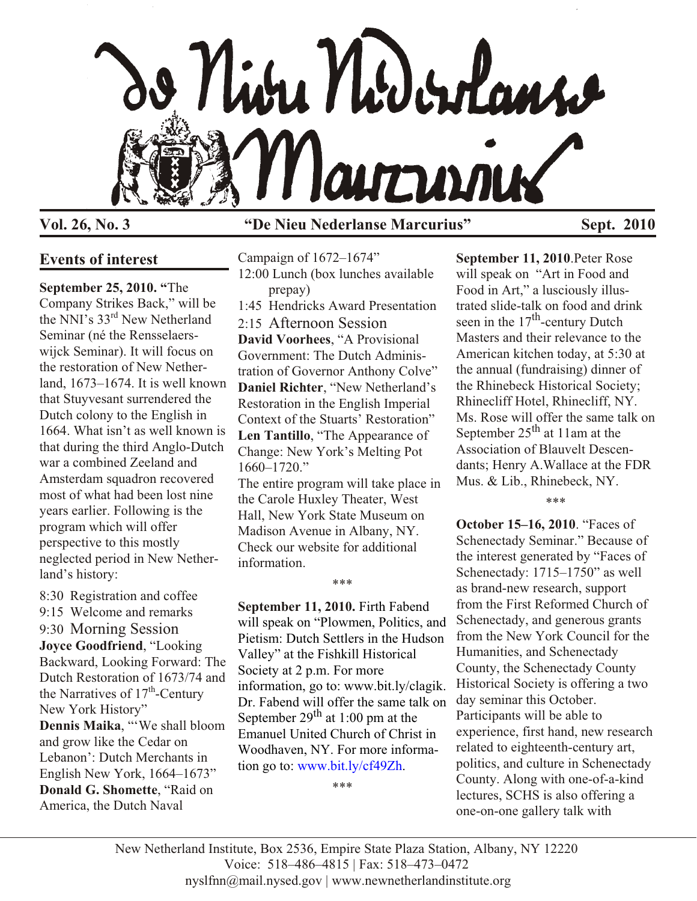# De Nieu Nederlanse Marcurius

**Vol. 26, No. 3** **"De Nieu Nederlanse Marcurius"** **Sept. 2010**

## Events of interest

**September 25, 2010. "**The Company Strikes Back," will be the NNI's 33rd New Netherland Seminar (né the Rensselaerswijck Seminar). It will focus on the restoration of New Netherland, 1673–1674. It is well known that Stuyvesant surrendered the Dutch colony to the English in 1664. What isn't as well known is that during the third Anglo-Dutch war a combined Zeeland and Amsterdam squadron recovered most of what had been lost nine years earlier. Following is the program which will offer perspective to this mostly neglected period in New Netherland's history:

8:30 Registration and coffee
9:15 Welcome and remarks
9:30 Morning Session
**Joyce Goodfriend**, "Looking Backward, Looking Forward: The Dutch Restoration of 1673/74 and the Narratives of 17th-Century New York History"
**Dennis Maika**, "'We shall bloom and grow like the Cedar on Lebanon': Dutch Merchants in English New York, 1664–1673"
**Donald G. Shomette**, "Raid on America, the Dutch Naval Campaign of 1672–1674"
12:00 Lunch (box lunches available prepay)
1:45 Hendricks Award Presentation
2:15 Afternoon Session
**David Voorhees**, "A Provisional Government: The Dutch Administration of Governor Anthony Colve"
**Daniel Richter**, "New Netherland's Restoration in the English Imperial Context of the Stuarts' Restoration"
**Len Tantillo**, "The Appearance of Change: New York's Melting Pot 1660–1720."

The entire program will take place in the Carole Huxley Theater, West Hall, New York State Museum on Madison Avenue in Albany, NY. Check our website for additional information.

\*\*\*

**September 11, 2010.** Firth Fabend will speak on "Plowmen, Politics, and Pietism: Dutch Settlers in the Hudson Valley" at the Fishkill Historical Society at 2 p.m. For more information, go to: www.bit.ly/clagik. Dr. Fabend will offer the same talk on September 29th at 1:00 pm at the Emanuel United Church of Christ in Woodhaven, NY. For more information go to: www.bit.ly/cf49Zh.

\*\*\*

**September 11, 2010**.Peter Rose will speak on "Art in Food and Food in Art," a lusciously illustrated slide-talk on food and drink seen in the 17th-century Dutch Masters and their relevance to the American kitchen today, at 5:30 at the annual (fundraising) dinner of the Rhinebeck Historical Society; Rhinecliff Hotel, Rhinecliff, NY. Ms. Rose will offer the same talk on September 25th at 11am at the Association of Blauvelt Descendants; Henry A.Wallace at the FDR Mus. & Lib., Rhinebeck, NY.

\*\*\*

**October 15–16, 2010**. "Faces of Schenectady Seminar." Because of the interest generated by "Faces of Schenectady: 1715–1750" as well as brand-new research, support from the First Reformed Church of Schenectady, and generous grants from the New York Council for the Humanities, and Schenectady County, the Schenectady County Historical Society is offering a two day seminar this October. Participants will be able to experience, first hand, new research related to eighteenth-century art, politics, and culture in Schenectady County. Along with one-of-a-kind lectures, SCHS is also offering a one-on-one gallery talk with

New Netherland Institute, Box 2536, Empire State Plaza Station, Albany, NY 12220
Voice: 518–486–4815 | Fax: 518–473–0472
nyslfnn@mail.nysed.gov | www.newnetherlandinstitute.org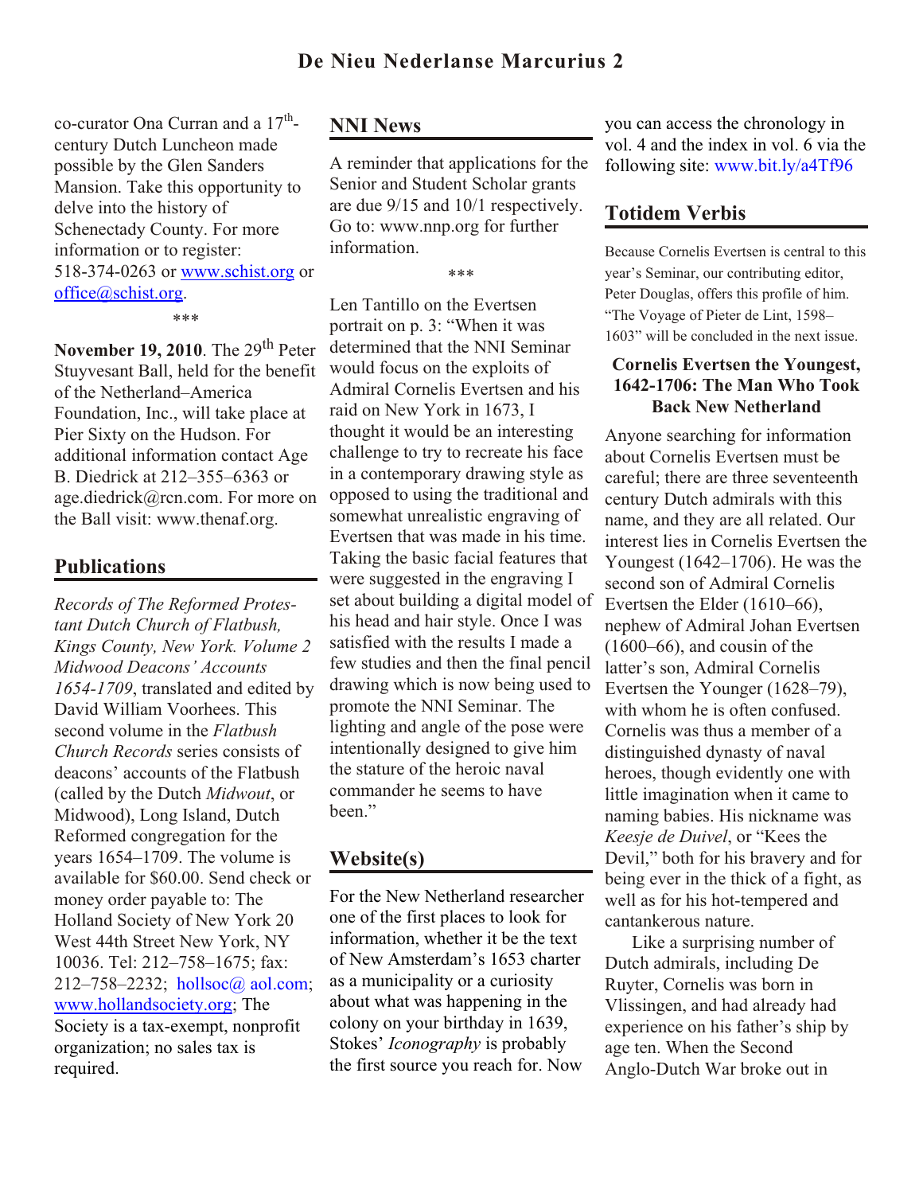co-curator Ona Curran and a 17th-century Dutch Luncheon made possible by the Glen Sanders Mansion. Take this opportunity to delve into the history of Schenectady County. For more information or to register: 518-374-0263 or www.schist.org or office@schist.org.

\*\*\*

**November 19, 2010**. The 29th Peter Stuyvesant Ball, held for the benefit of the Netherland–America Foundation, Inc., will take place at Pier Sixty on the Hudson. For additional information contact Age B. Diedrick at 212–355–6363 or age.diedrick@rcn.com. For more on the Ball visit: www.thenaf.org.

## Publications

*Records of The Reformed Protestant Dutch Church of Flatbush, Kings County, New York. Volume 2 Midwood Deacons' Accounts 1654-1709*, translated and edited by David William Voorhees. This second volume in the *Flatbush Church Records* series consists of deacons' accounts of the Flatbush (called by the Dutch *Midwout*, or Midwood), Long Island, Dutch Reformed congregation for the years 1654–1709. The volume is available for $60.00. Send check or money order payable to: The Holland Society of New York 20 West 44th Street New York, NY 10036. Tel: 212–758–1675; fax: 212–758–2232; hollsoc@ aol.com; www.hollandsociety.org; The Society is a tax-exempt, nonprofit organization; no sales tax is required.

## NNI News

A reminder that applications for the Senior and Student Scholar grants are due 9/15 and 10/1 respectively. Go to: www.nnp.org for further information.

\*\*\*

Len Tantillo on the Evertsen portrait on p. 3: "When it was determined that the NNI Seminar would focus on the exploits of Admiral Cornelis Evertsen and his raid on New York in 1673, I thought it would be an interesting challenge to try to recreate his face in a contemporary drawing style as opposed to using the traditional and somewhat unrealistic engraving of Evertsen that was made in his time. Taking the basic facial features that were suggested in the engraving I set about building a digital model of his head and hair style. Once I was satisfied with the results I made a few studies and then the final pencil drawing which is now being used to promote the NNI Seminar. The lighting and angle of the pose were intentionally designed to give him the stature of the heroic naval commander he seems to have been."

## Website(s)

For the New Netherland researcher one of the first places to look for information, whether it be the text of New Amsterdam's 1653 charter as a municipality or a curiosity about what was happening in the colony on your birthday in 1639, Stokes' *Iconography* is probably the first source you reach for. Now you can access the chronology in vol. 4 and the index in vol. 6 via the following site: www.bit.ly/a4Tf96

## Totidem Verbis

Because Cornelis Evertsen is central to this year's Seminar, our contributing editor, Peter Douglas, offers this profile of him. "The Voyage of Pieter de Lint, 1598–1603" will be concluded in the next issue.

### Cornelis Evertsen the Youngest, 1642-1706: The Man Who Took Back New Netherland

Anyone searching for information about Cornelis Evertsen must be careful; there are three seventeenth century Dutch admirals with this name, and they are all related. Our interest lies in Cornelis Evertsen the Youngest (1642–1706). He was the second son of Admiral Cornelis Evertsen the Elder (1610–66), nephew of Admiral Johan Evertsen (1600–66), and cousin of the latter's son, Admiral Cornelis Evertsen the Younger (1628–79), with whom he is often confused. Cornelis was thus a member of a distinguished dynasty of naval heroes, though evidently one with little imagination when it came to naming babies. His nickname was *Keesje de Duivel*, or "Kees the Devil," both for his bravery and for being ever in the thick of a fight, as well as for his hot-tempered and cantankerous nature.

Like a surprising number of Dutch admirals, including De Ruyter, Cornelis was born in Vlissingen, and had already had experience on his father's ship by age ten. When the Second Anglo-Dutch War broke out in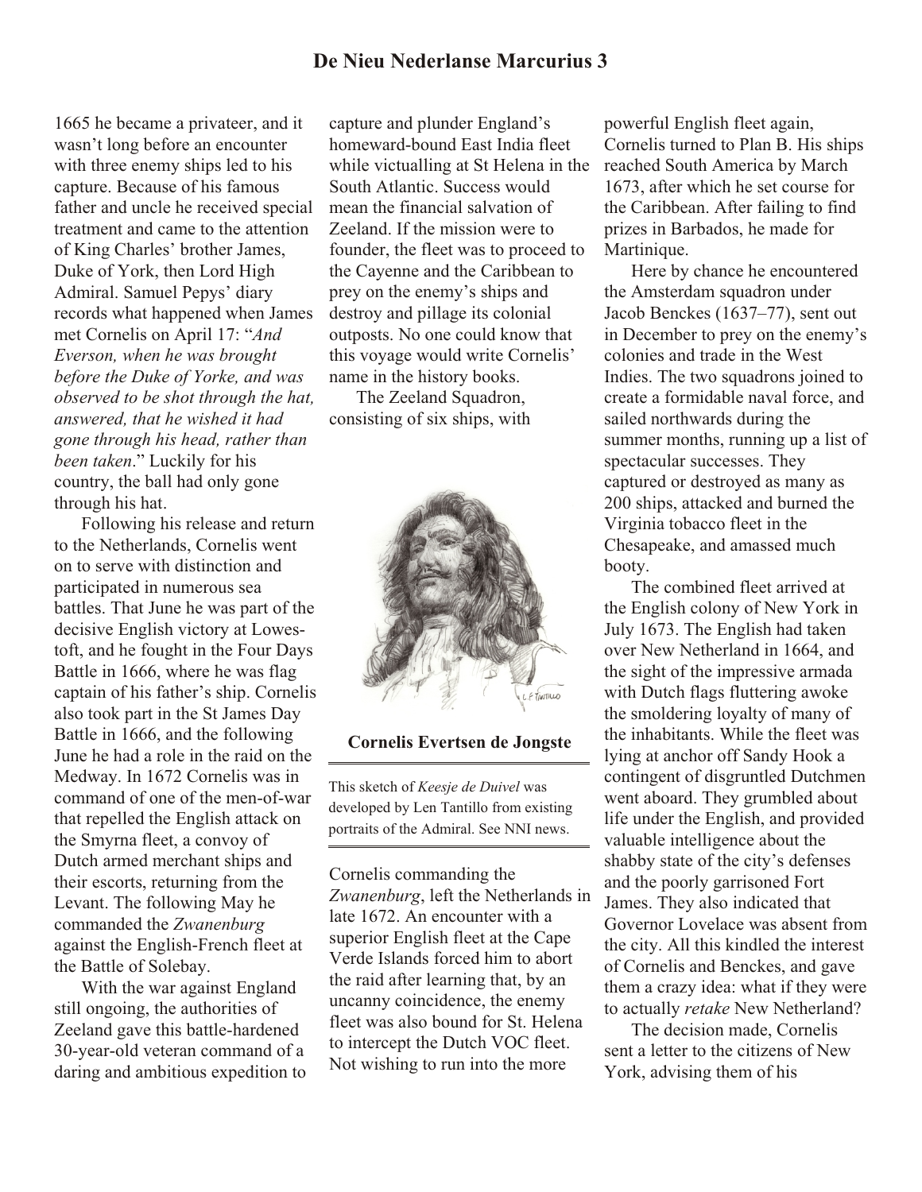1665 he became a privateer, and it wasn't long before an encounter with three enemy ships led to his capture. Because of his famous father and uncle he received special treatment and came to the attention of King Charles' brother James, Duke of York, then Lord High Admiral. Samuel Pepys' diary records what happened when James met Cornelis on April 17: "*And Everson, when he was brought before the Duke of Yorke, and was observed to be shot through the hat, answered, that he wished it had gone through his head, rather than been taken*." Luckily for his country, the ball had only gone through his hat.

Following his release and return to the Netherlands, Cornelis went on to serve with distinction and participated in numerous sea battles. That June he was part of the decisive English victory at Lowestoft, and he fought in the Four Days Battle in 1666, where he was flag captain of his father's ship. Cornelis also took part in the St James Day Battle in 1666, and the following June he had a role in the raid on the Medway. In 1672 Cornelis was in command of one of the men-of-war that repelled the English attack on the Smyrna fleet, a convoy of Dutch armed merchant ships and their escorts, returning from the Levant. The following May he commanded the *Zwanenburg* against the English-French fleet at the Battle of Solebay.

With the war against England still ongoing, the authorities of Zeeland gave this battle-hardened 30-year-old veteran command of a daring and ambitious expedition to capture and plunder England's homeward-bound East India fleet while victualling at St Helena in the South Atlantic. Success would mean the financial salvation of Zeeland. If the mission were to founder, the fleet was to proceed to the Cayenne and the Caribbean to prey on the enemy's ships and destroy and pillage its colonial outposts. No one could know that this voyage would write Cornelis' name in the history books.

The Zeeland Squadron, consisting of six ships, with Cornelis commanding the *Zwanenburg*, left the Netherlands in late 1672. An encounter with a superior English fleet at the Cape Verde Islands forced him to abort the raid after learning that, by an uncanny coincidence, the enemy fleet was also bound for St. Helena to intercept the Dutch VOC fleet. Not wishing to run into the more powerful English fleet again, Cornelis turned to Plan B. His ships reached South America by March 1673, after which he set course for the Caribbean. After failing to find prizes in Barbados, he made for Martinique.

**Cornelis Evertsen de Jongste**

This sketch of *Keesje de Duivel* was developed by Len Tantillo from existing portraits of the Admiral. See NNI news.

Here by chance he encountered the Amsterdam squadron under Jacob Benckes (1637–77), sent out in December to prey on the enemy's colonies and trade in the West Indies. The two squadrons joined to create a formidable naval force, and sailed northwards during the summer months, running up a list of spectacular successes. They captured or destroyed as many as 200 ships, attacked and burned the Virginia tobacco fleet in the Chesapeake, and amassed much booty.

The combined fleet arrived at the English colony of New York in July 1673. The English had taken over New Netherland in 1664, and the sight of the impressive armada with Dutch flags fluttering awoke the smoldering loyalty of many of the inhabitants. While the fleet was lying at anchor off Sandy Hook a contingent of disgruntled Dutchmen went aboard. They grumbled about life under the English, and provided valuable intelligence about the shabby state of the city's defenses and the poorly garrisoned Fort James. They also indicated that Governor Lovelace was absent from the city. All this kindled the interest of Cornelis and Benckes, and gave them a crazy idea: what if they were to actually *retake* New Netherland?

The decision made, Cornelis sent a letter to the citizens of New York, advising them of his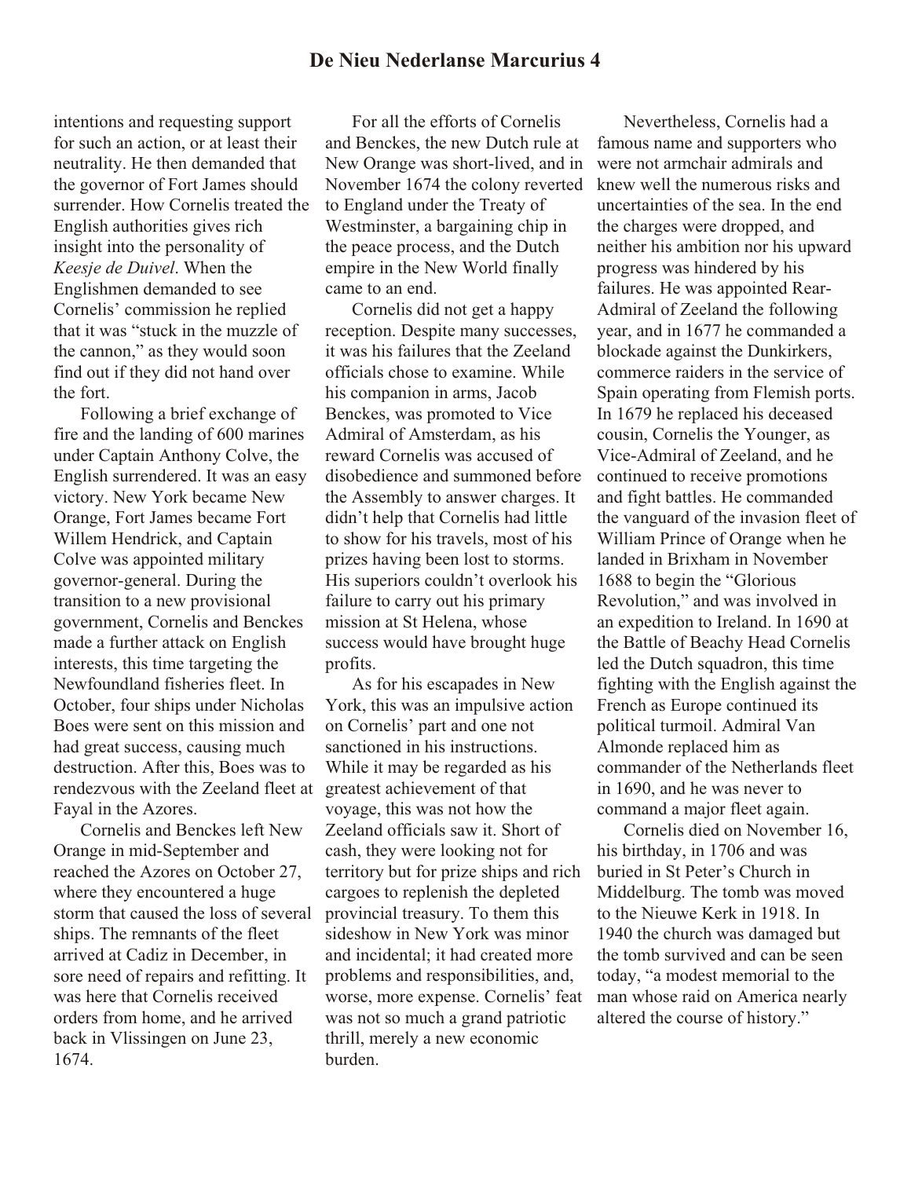intentions and requesting support for such an action, or at least their neutrality. He then demanded that the governor of Fort James should surrender. How Cornelis treated the English authorities gives rich insight into the personality of *Keesje de Duivel*. When the Englishmen demanded to see Cornelis' commission he replied that it was "stuck in the muzzle of the cannon," as they would soon find out if they did not hand over the fort.

Following a brief exchange of fire and the landing of 600 marines under Captain Anthony Colve, the English surrendered. It was an easy victory. New York became New Orange, Fort James became Fort Willem Hendrick, and Captain Colve was appointed military governor-general. During the transition to a new provisional government, Cornelis and Benckes made a further attack on English interests, this time targeting the Newfoundland fisheries fleet. In October, four ships under Nicholas Boes were sent on this mission and had great success, causing much destruction. After this, Boes was to rendezvous with the Zeeland fleet at Fayal in the Azores.

Cornelis and Benckes left New Orange in mid-September and reached the Azores on October 27, where they encountered a huge storm that caused the loss of several ships. The remnants of the fleet arrived at Cadiz in December, in sore need of repairs and refitting. It was here that Cornelis received orders from home, and he arrived back in Vlissingen on June 23, 1674.

For all the efforts of Cornelis and Benckes, the new Dutch rule at New Orange was short-lived, and in November 1674 the colony reverted to England under the Treaty of Westminster, a bargaining chip in the peace process, and the Dutch empire in the New World finally came to an end.

Cornelis did not get a happy reception. Despite many successes, it was his failures that the Zeeland officials chose to examine. While his companion in arms, Jacob Benckes, was promoted to Vice Admiral of Amsterdam, as his reward Cornelis was accused of disobedience and summoned before the Assembly to answer charges. It didn't help that Cornelis had little to show for his travels, most of his prizes having been lost to storms. His superiors couldn't overlook his failure to carry out his primary mission at St Helena, whose success would have brought huge profits.

As for his escapades in New York, this was an impulsive action on Cornelis' part and one not sanctioned in his instructions. While it may be regarded as his greatest achievement of that voyage, this was not how the Zeeland officials saw it. Short of cash, they were looking not for territory but for prize ships and rich cargoes to replenish the depleted provincial treasury. To them this sideshow in New York was minor and incidental; it had created more problems and responsibilities, and, worse, more expense. Cornelis' feat was not so much a grand patriotic thrill, merely a new economic burden.

Nevertheless, Cornelis had a famous name and supporters who were not armchair admirals and knew well the numerous risks and uncertainties of the sea. In the end the charges were dropped, and neither his ambition nor his upward progress was hindered by his failures. He was appointed Rear-Admiral of Zeeland the following year, and in 1677 he commanded a blockade against the Dunkirkers, commerce raiders in the service of Spain operating from Flemish ports. In 1679 he replaced his deceased cousin, Cornelis the Younger, as Vice-Admiral of Zeeland, and he continued to receive promotions and fight battles. He commanded the vanguard of the invasion fleet of William Prince of Orange when he landed in Brixham in November 1688 to begin the "Glorious Revolution," and was involved in an expedition to Ireland. In 1690 at the Battle of Beachy Head Cornelis led the Dutch squadron, this time fighting with the English against the French as Europe continued its political turmoil. Admiral Van Almonde replaced him as commander of the Netherlands fleet in 1690, and he was never to command a major fleet again.

Cornelis died on November 16, his birthday, in 1706 and was buried in St Peter's Church in Middelburg. The tomb was moved to the Nieuwe Kerk in 1918. In 1940 the church was damaged but the tomb survived and can be seen today, "a modest memorial to the man whose raid on America nearly altered the course of history."